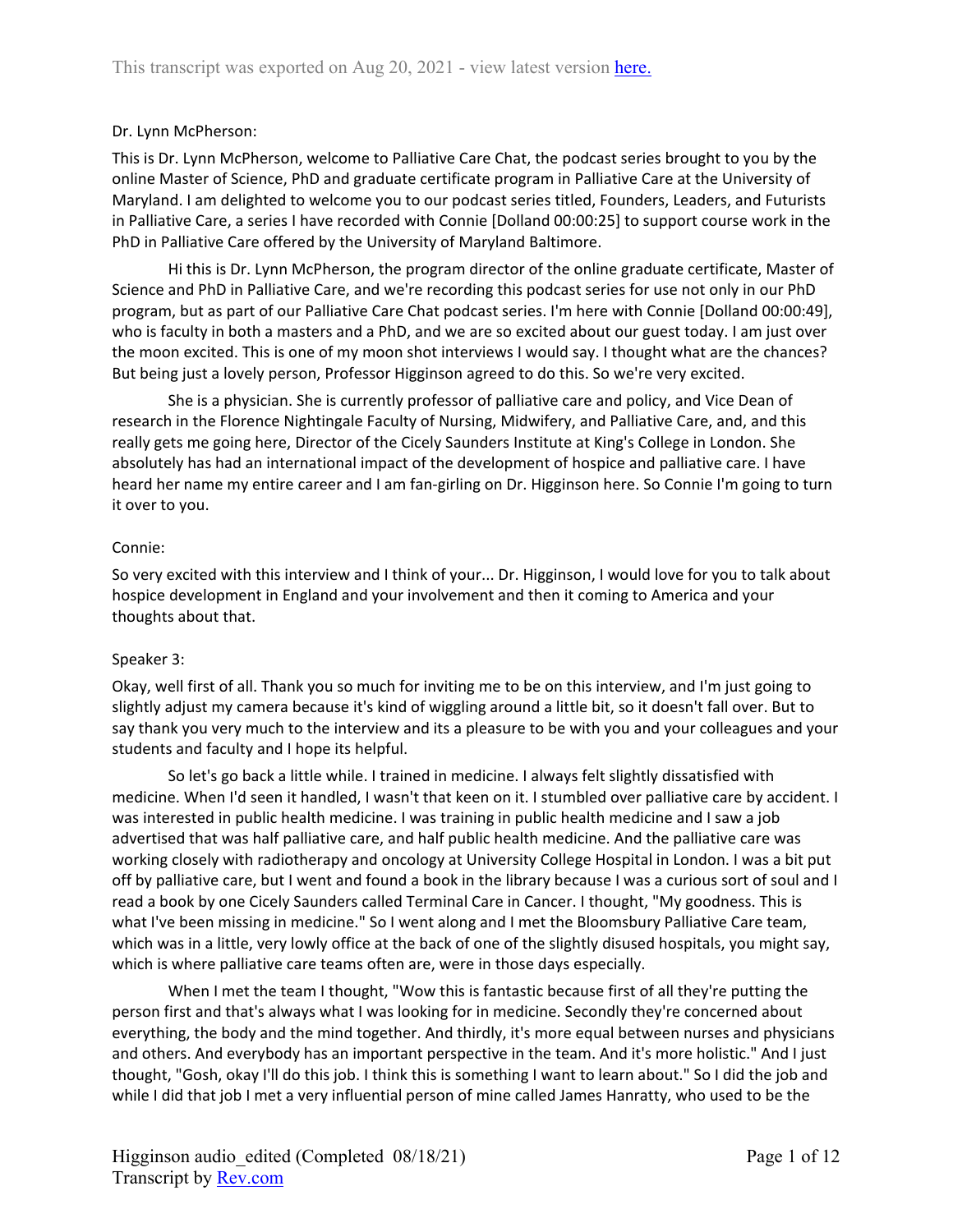Dr. Lynn McPherson:

This is Dr. Lynn McPherson, welcome to Palliative Care Chat, the podcast series brought to you by the online Master of Science, PhD and graduate certificate program in Palliative Care at the University of Maryland. I am delighted to welcome you to our podcast series titled, Founders, Leaders, and Futurists in Palliative Care, a series I have recorded with Connie [Dolland 00:00:25] to support course work in the PhD in Palliative Care offered by the University of Maryland Baltimore.

Hi this is Dr. Lynn McPherson, the program director of the online graduate certificate, Master of Science and PhD in Palliative Care, and we're recording this podcast series for use not only in our PhD program, but as part of our Palliative Care Chat podcast series. I'm here with Connie [Dolland 00:00:49], who is faculty in both a masters and a PhD, and we are so excited about our guest today. I am just over the moon excited. This is one of my moon shot interviews I would say. I thought what are the chances? But being just a lovely person, Professor Higginson agreed to do this. So we're very excited.

She is a physician. She is currently professor of palliative care and policy, and Vice Dean of research in the Florence Nightingale Faculty of Nursing, Midwifery, and Palliative Care, and, and this really gets me going here, Director of the Cicely Saunders Institute at King's College in London. She absolutely has had an international impact of the development of hospice and palliative care. I have heard her name my entire career and I am fan-girling on Dr. Higginson here. So Connie I'm going to turn it over to you.

Connie:

So very excited with this interview and I think of your... Dr. Higginson, I would love for you to talk about hospice development in England and your involvement and then it coming to America and your thoughts about that.

Speaker 3:

Okay, well first of all. Thank you so much for inviting me to be on this interview, and I'm just going to slightly adjust my camera because it's kind of wiggling around a little bit, so it doesn't fall over. But to say thank you very much to the interview and its a pleasure to be with you and your colleagues and your students and faculty and I hope its helpful.

So let's go back a little while. I trained in medicine. I always felt slightly dissatisfied with medicine. When I'd seen it handled, I wasn't that keen on it. I stumbled over palliative care by accident. I was interested in public health medicine. I was training in public health medicine and I saw a job advertised that was half palliative care, and half public health medicine. And the palliative care was working closely with radiotherapy and oncology at University College Hospital in London. I was a bit put off by palliative care, but I went and found a book in the library because I was a curious sort of soul and I read a book by one Cicely Saunders called Terminal Care in Cancer. I thought, "My goodness. This is what I've been missing in medicine." So I went along and I met the Bloomsbury Palliative Care team, which was in a little, very lowly office at the back of one of the slightly disused hospitals, you might say, which is where palliative care teams often are, were in those days especially.

When I met the team I thought, "Wow this is fantastic because first of all they're putting the person first and that's always what I was looking for in medicine. Secondly they're concerned about everything, the body and the mind together. And thirdly, it's more equal between nurses and physicians and others. And everybody has an important perspective in the team. And it's more holistic." And I just thought, "Gosh, okay I'll do this job. I think this is something I want to learn about." So I did the job and while I did that job I met a very influential person of mine called James Hanratty, who used to be the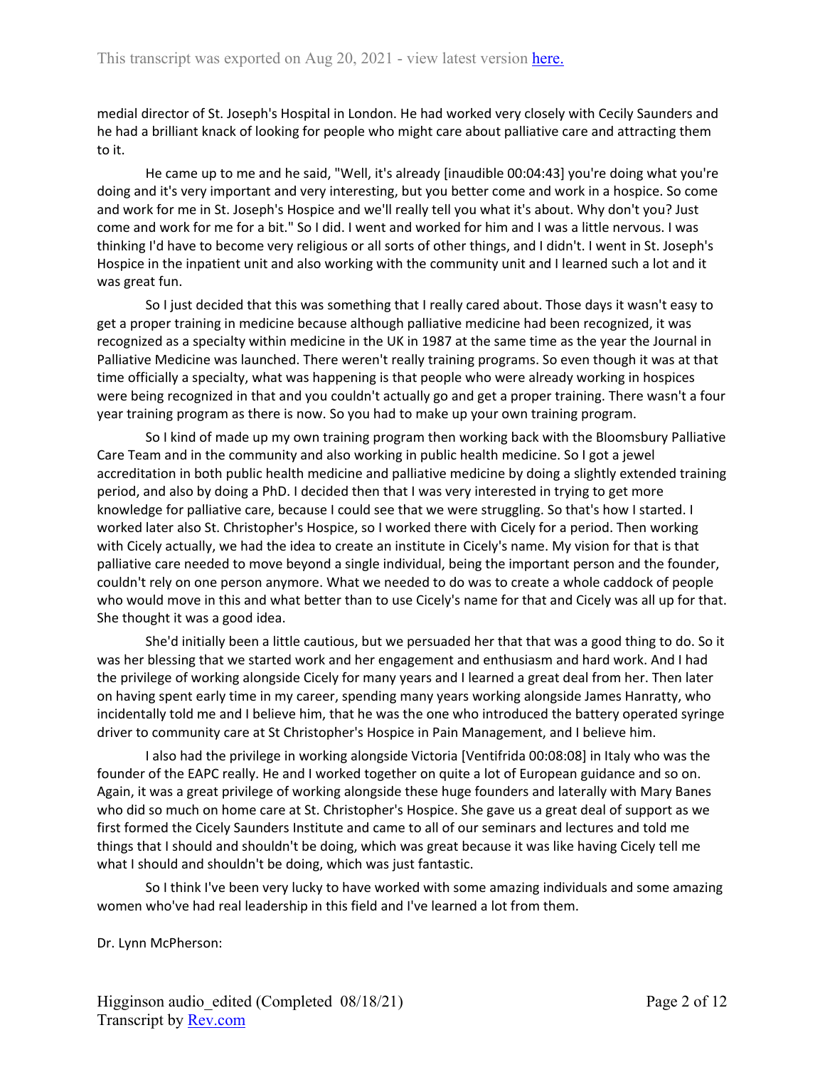medial director of St. Joseph's Hospital in London. He had worked very closely with Cecily Saunders and he had a brilliant knack of looking for people who might care about palliative care and attracting them to it.

He came up to me and he said, "Well, it's already [inaudible 00:04:43] you're doing what you're doing and it's very important and very interesting, but you better come and work in a hospice. So come and work for me in St. Joseph's Hospice and we'll really tell you what it's about. Why don't you? Just come and work for me for a bit." So I did. I went and worked for him and I was a little nervous. I was thinking I'd have to become very religious or all sorts of other things, and I didn't. I went in St. Joseph's Hospice in the inpatient unit and also working with the community unit and I learned such a lot and it was great fun.

So I just decided that this was something that I really cared about. Those days it wasn't easy to get a proper training in medicine because although palliative medicine had been recognized, it was recognized as a specialty within medicine in the UK in 1987 at the same time as the year the Journal in Palliative Medicine was launched. There weren't really training programs. So even though it was at that time officially a specialty, what was happening is that people who were already working in hospices were being recognized in that and you couldn't actually go and get a proper training. There wasn't a four year training program as there is now. So you had to make up your own training program.

So I kind of made up my own training program then working back with the Bloomsbury Palliative Care Team and in the community and also working in public health medicine. So I got a jewel accreditation in both public health medicine and palliative medicine by doing a slightly extended training period, and also by doing a PhD. I decided then that I was very interested in trying to get more knowledge for palliative care, because I could see that we were struggling. So that's how I started. I worked later also St. Christopher's Hospice, so I worked there with Cicely for a period. Then working with Cicely actually, we had the idea to create an institute in Cicely's name. My vision for that is that palliative care needed to move beyond a single individual, being the important person and the founder, couldn't rely on one person anymore. What we needed to do was to create a whole caddock of people who would move in this and what better than to use Cicely's name for that and Cicely was all up for that. She thought it was a good idea.

She'd initially been a little cautious, but we persuaded her that that was a good thing to do. So it was her blessing that we started work and her engagement and enthusiasm and hard work. And I had the privilege of working alongside Cicely for many years and I learned a great deal from her. Then later on having spent early time in my career, spending many years working alongside James Hanratty, who incidentally told me and I believe him, that he was the one who introduced the battery operated syringe driver to community care at St Christopher's Hospice in Pain Management, and I believe him.

I also had the privilege in working alongside Victoria [Ventifrida 00:08:08] in Italy who was the founder of the EAPC really. He and I worked together on quite a lot of European guidance and so on. Again, it was a great privilege of working alongside these huge founders and laterally with Mary Banes who did so much on home care at St. Christopher's Hospice. She gave us a great deal of support as we first formed the Cicely Saunders Institute and came to all of our seminars and lectures and told me things that I should and shouldn't be doing, which was great because it was like having Cicely tell me what I should and shouldn't be doing, which was just fantastic.

So I think I've been very lucky to have worked with some amazing individuals and some amazing women who've had real leadership in this field and I've learned a lot from them.

Dr. Lynn McPherson: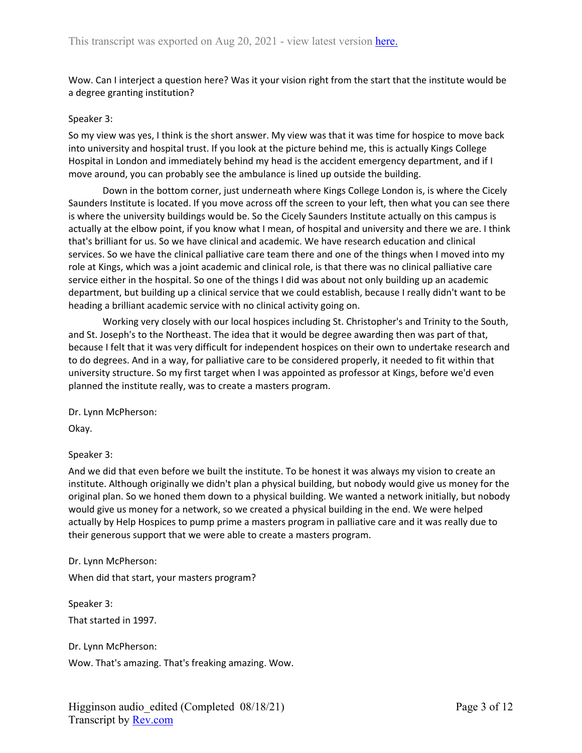Wow. Can I interject a question here? Was it your vision right from the start that the institute would be a degree granting institution?

Speaker 3:

So my view was yes, I think is the short answer. My view was that it was time for hospice to move back into university and hospital trust. If you look at the picture behind me, this is actually Kings College Hospital in London and immediately behind my head is the accident emergency department, and if I move around, you can probably see the ambulance is lined up outside the building.

Down in the bottom corner, just underneath where Kings College London is, is where the Cicely Saunders Institute is located. If you move across off the screen to your left, then what you can see there is where the university buildings would be. So the Cicely Saunders Institute actually on this campus is actually at the elbow point, if you know what I mean, of hospital and university and there we are. I think that's brilliant for us. So we have clinical and academic. We have research education and clinical services. So we have the clinical palliative care team there and one of the things when I moved into my role at Kings, which was a joint academic and clinical role, is that there was no clinical palliative care service either in the hospital. So one of the things I did was about not only building up an academic department, but building up a clinical service that we could establish, because I really didn't want to be heading a brilliant academic service with no clinical activity going on.

Working very closely with our local hospices including St. Christopher's and Trinity to the South, and St. Joseph's to the Northeast. The idea that it would be degree awarding then was part of that, because I felt that it was very difficult for independent hospices on their own to undertake research and to do degrees. And in a way, for palliative care to be considered properly, it needed to fit within that university structure. So my first target when I was appointed as professor at Kings, before we'd even planned the institute really, was to create a masters program.

Dr. Lynn McPherson:

Okay.

Speaker 3:

And we did that even before we built the institute. To be honest it was always my vision to create an institute. Although originally we didn't plan a physical building, but nobody would give us money for the original plan. So we honed them down to a physical building. We wanted a network initially, but nobody would give us money for a network, so we created a physical building in the end. We were helped actually by Help Hospices to pump prime a masters program in palliative care and it was really due to their generous support that we were able to create a masters program.

Dr. Lynn McPherson:

When did that start, your masters program?

Speaker 3:

That started in 1997.

Dr. Lynn McPherson:

Wow. That's amazing. That's freaking amazing. Wow.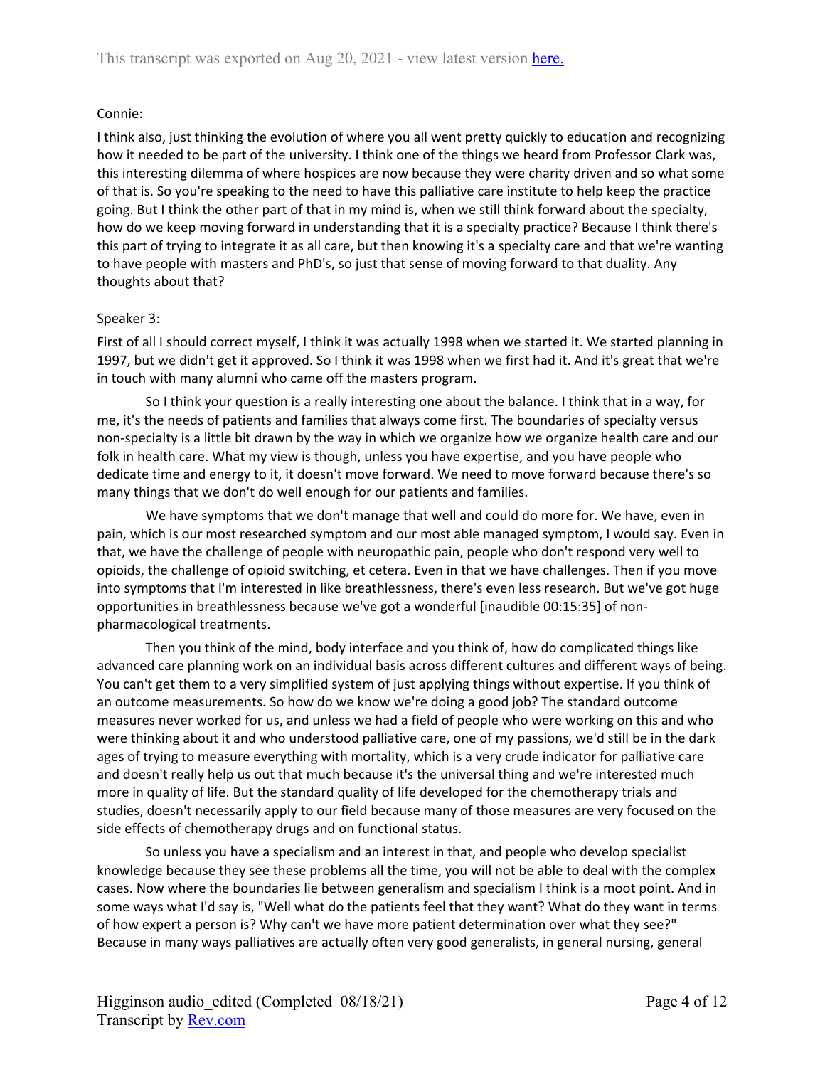Connie:

I think also, just thinking the evolution of where you all went pretty quickly to education and recognizing how it needed to be part of the university. I think one of the things we heard from Professor Clark was, this interesting dilemma of where hospices are now because they were charity driven and so what some of that is. So you're speaking to the need to have this palliative care institute to help keep the practice going. But I think the other part of that in my mind is, when we still think forward about the specialty, how do we keep moving forward in understanding that it is a specialty practice? Because I think there's this part of trying to integrate it as all care, but then knowing it's a specialty care and that we're wanting to have people with masters and PhD's, so just that sense of moving forward to that duality. Any thoughts about that?

Speaker 3:

First of all I should correct myself, I think it was actually 1998 when we started it. We started planning in 1997, but we didn't get it approved. So I think it was 1998 when we first had it. And it's great that we're in touch with many alumni who came off the masters program.

So I think your question is a really interesting one about the balance. I think that in a way, for me, it's the needs of patients and families that always come first. The boundaries of specialty versus non-specialty is a little bit drawn by the way in which we organize how we organize health care and our folk in health care. What my view is though, unless you have expertise, and you have people who dedicate time and energy to it, it doesn't move forward. We need to move forward because there's so many things that we don't do well enough for our patients and families.

We have symptoms that we don't manage that well and could do more for. We have, even in pain, which is our most researched symptom and our most able managed symptom, I would say. Even in that, we have the challenge of people with neuropathic pain, people who don't respond very well to opioids, the challenge of opioid switching, et cetera. Even in that we have challenges. Then if you move into symptoms that I'm interested in like breathlessness, there's even less research. But we've got huge opportunities in breathlessness because we've got a wonderful [inaudible 00:15:35] of non-pharmacological treatments.

Then you think of the mind, body interface and you think of, how do complicated things like advanced care planning work on an individual basis across different cultures and different ways of being. You can't get them to a very simplified system of just applying things without expertise. If you think of an outcome measurements. So how do we know we're doing a good job? The standard outcome measures never worked for us, and unless we had a field of people who were working on this and who were thinking about it and who understood palliative care, one of my passions, we'd still be in the dark ages of trying to measure everything with mortality, which is a very crude indicator for palliative care and doesn't really help us out that much because it's the universal thing and we're interested much more in quality of life. But the standard quality of life developed for the chemotherapy trials and studies, doesn't necessarily apply to our field because many of those measures are very focused on the side effects of chemotherapy drugs and on functional status.

So unless you have a specialism and an interest in that, and people who develop specialist knowledge because they see these problems all the time, you will not be able to deal with the complex cases. Now where the boundaries lie between generalism and specialism I think is a moot point. And in some ways what I'd say is, "Well what do the patients feel that they want? What do they want in terms of how expert a person is? Why can't we have more patient determination over what they see?" Because in many ways palliatives are actually often very good generalists, in general nursing, general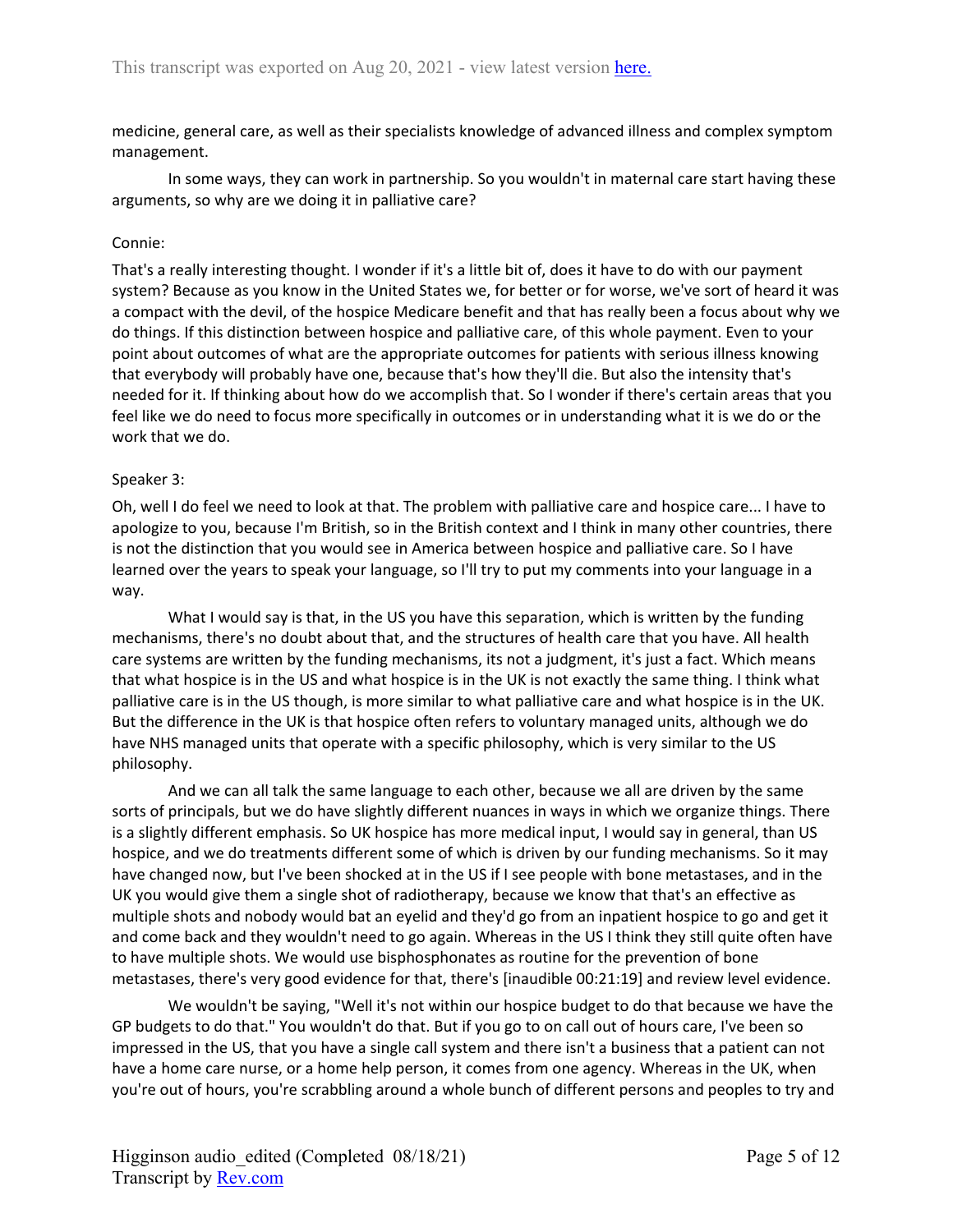medicine, general care, as well as their specialists knowledge of advanced illness and complex symptom management.

In some ways, they can work in partnership. So you wouldn't in maternal care start having these arguments, so why are we doing it in palliative care?

Connie:

That's a really interesting thought. I wonder if it's a little bit of, does it have to do with our payment system? Because as you know in the United States we, for better or for worse, we've sort of heard it was a compact with the devil, of the hospice Medicare benefit and that has really been a focus about why we do things. If this distinction between hospice and palliative care, of this whole payment. Even to your point about outcomes of what are the appropriate outcomes for patients with serious illness knowing that everybody will probably have one, because that's how they'll die. But also the intensity that's needed for it. If thinking about how do we accomplish that. So I wonder if there's certain areas that you feel like we do need to focus more specifically in outcomes or in understanding what it is we do or the work that we do.

Speaker 3:

Oh, well I do feel we need to look at that. The problem with palliative care and hospice care... I have to apologize to you, because I'm British, so in the British context and I think in many other countries, there is not the distinction that you would see in America between hospice and palliative care. So I have learned over the years to speak your language, so I'll try to put my comments into your language in a way.

What I would say is that, in the US you have this separation, which is written by the funding mechanisms, there's no doubt about that, and the structures of health care that you have. All health care systems are written by the funding mechanisms, its not a judgment, it's just a fact. Which means that what hospice is in the US and what hospice is in the UK is not exactly the same thing. I think what palliative care is in the US though, is more similar to what palliative care and what hospice is in the UK. But the difference in the UK is that hospice often refers to voluntary managed units, although we do have NHS managed units that operate with a specific philosophy, which is very similar to the US philosophy.

And we can all talk the same language to each other, because we all are driven by the same sorts of principals, but we do have slightly different nuances in ways in which we organize things. There is a slightly different emphasis. So UK hospice has more medical input, I would say in general, than US hospice, and we do treatments different some of which is driven by our funding mechanisms. So it may have changed now, but I've been shocked at in the US if I see people with bone metastases, and in the UK you would give them a single shot of radiotherapy, because we know that that's an effective as multiple shots and nobody would bat an eyelid and they'd go from an inpatient hospice to go and get it and come back and they wouldn't need to go again. Whereas in the US I think they still quite often have to have multiple shots. We would use bisphosphonates as routine for the prevention of bone metastases, there's very good evidence for that, there's [inaudible 00:21:19] and review level evidence.

We wouldn't be saying, "Well it's not within our hospice budget to do that because we have the GP budgets to do that." You wouldn't do that. But if you go to on call out of hours care, I've been so impressed in the US, that you have a single call system and there isn't a business that a patient can not have a home care nurse, or a home help person, it comes from one agency. Whereas in the UK, when you're out of hours, you're scrabbling around a whole bunch of different persons and peoples to try and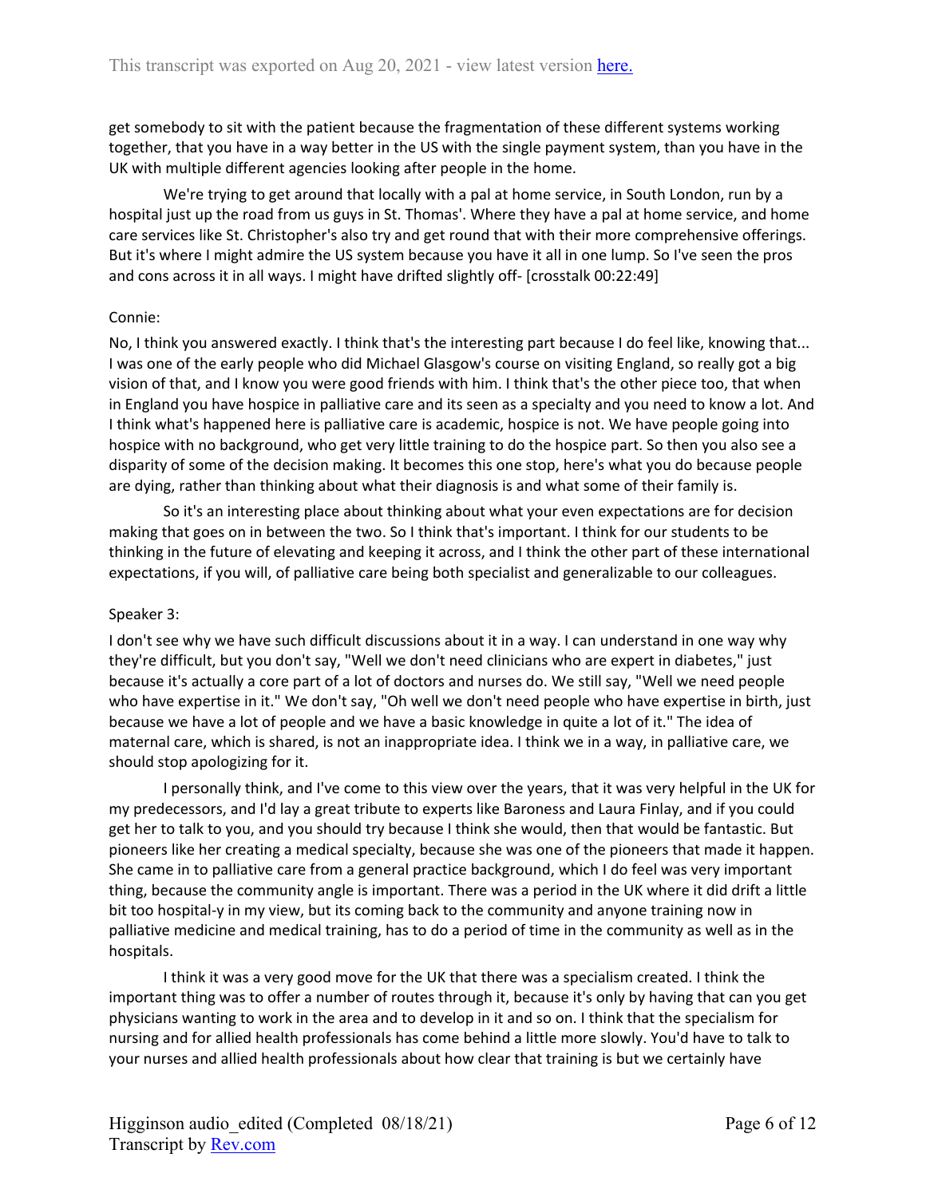get somebody to sit with the patient because the fragmentation of these different systems working together, that you have in a way better in the US with the single payment system, than you have in the UK with multiple different agencies looking after people in the home.

We're trying to get around that locally with a pal at home service, in South London, run by a hospital just up the road from us guys in St. Thomas'. Where they have a pal at home service, and home care services like St. Christopher's also try and get round that with their more comprehensive offerings. But it's where I might admire the US system because you have it all in one lump. So I've seen the pros and cons across it in all ways. I might have drifted slightly off- [crosstalk 00:22:49]

Connie:

No, I think you answered exactly. I think that's the interesting part because I do feel like, knowing that... I was one of the early people who did Michael Glasgow's course on visiting England, so really got a big vision of that, and I know you were good friends with him. I think that's the other piece too, that when in England you have hospice in palliative care and its seen as a specialty and you need to know a lot. And I think what's happened here is palliative care is academic, hospice is not. We have people going into hospice with no background, who get very little training to do the hospice part. So then you also see a disparity of some of the decision making. It becomes this one stop, here's what you do because people are dying, rather than thinking about what their diagnosis is and what some of their family is.

So it's an interesting place about thinking about what your even expectations are for decision making that goes on in between the two. So I think that's important. I think for our students to be thinking in the future of elevating and keeping it across, and I think the other part of these international expectations, if you will, of palliative care being both specialist and generalizable to our colleagues.

Speaker 3:

I don't see why we have such difficult discussions about it in a way. I can understand in one way why they're difficult, but you don't say, "Well we don't need clinicians who are expert in diabetes," just because it's actually a core part of a lot of doctors and nurses do. We still say, "Well we need people who have expertise in it." We don't say, "Oh well we don't need people who have expertise in birth, just because we have a lot of people and we have a basic knowledge in quite a lot of it." The idea of maternal care, which is shared, is not an inappropriate idea. I think we in a way, in palliative care, we should stop apologizing for it.

I personally think, and I've come to this view over the years, that it was very helpful in the UK for my predecessors, and I'd lay a great tribute to experts like Baroness and Laura Finlay, and if you could get her to talk to you, and you should try because I think she would, then that would be fantastic. But pioneers like her creating a medical specialty, because she was one of the pioneers that made it happen. She came in to palliative care from a general practice background, which I do feel was very important thing, because the community angle is important. There was a period in the UK where it did drift a little bit too hospital-y in my view, but its coming back to the community and anyone training now in palliative medicine and medical training, has to do a period of time in the community as well as in the hospitals.

I think it was a very good move for the UK that there was a specialism created. I think the important thing was to offer a number of routes through it, because it's only by having that can you get physicians wanting to work in the area and to develop in it and so on. I think that the specialism for nursing and for allied health professionals has come behind a little more slowly. You'd have to talk to your nurses and allied health professionals about how clear that training is but we certainly have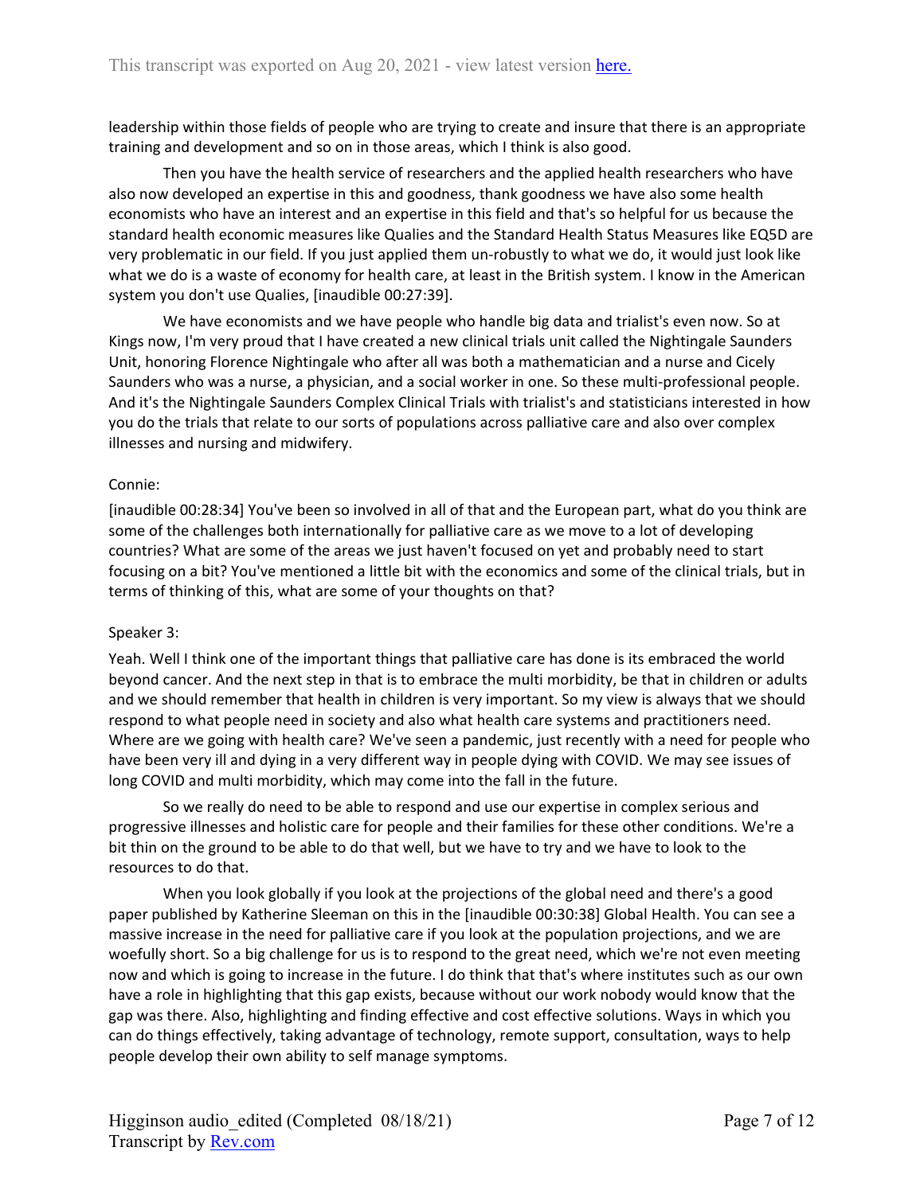leadership within those fields of people who are trying to create and insure that there is an appropriate training and development and so on in those areas, which I think is also good.

Then you have the health service of researchers and the applied health researchers who have also now developed an expertise in this and goodness, thank goodness we have also some health economists who have an interest and an expertise in this field and that's so helpful for us because the standard health economic measures like Qualies and the Standard Health Status Measures like EQ5D are very problematic in our field. If you just applied them un-robustly to what we do, it would just look like what we do is a waste of economy for health care, at least in the British system. I know in the American system you don't use Qualies, [inaudible 00:27:39].

We have economists and we have people who handle big data and trialist's even now. So at Kings now, I'm very proud that I have created a new clinical trials unit called the Nightingale Saunders Unit, honoring Florence Nightingale who after all was both a mathematician and a nurse and Cicely Saunders who was a nurse, a physician, and a social worker in one. So these multi-professional people. And it's the Nightingale Saunders Complex Clinical Trials with trialist's and statisticians interested in how you do the trials that relate to our sorts of populations across palliative care and also over complex illnesses and nursing and midwifery.

Connie:

[inaudible 00:28:34] You've been so involved in all of that and the European part, what do you think are some of the challenges both internationally for palliative care as we move to a lot of developing countries? What are some of the areas we just haven't focused on yet and probably need to start focusing on a bit? You've mentioned a little bit with the economics and some of the clinical trials, but in terms of thinking of this, what are some of your thoughts on that?

Speaker 3:

Yeah. Well I think one of the important things that palliative care has done is its embraced the world beyond cancer. And the next step in that is to embrace the multi morbidity, be that in children or adults and we should remember that health in children is very important. So my view is always that we should respond to what people need in society and also what health care systems and practitioners need. Where are we going with health care? We've seen a pandemic, just recently with a need for people who have been very ill and dying in a very different way in people dying with COVID. We may see issues of long COVID and multi morbidity, which may come into the fall in the future.

So we really do need to be able to respond and use our expertise in complex serious and progressive illnesses and holistic care for people and their families for these other conditions. We're a bit thin on the ground to be able to do that well, but we have to try and we have to look to the resources to do that.

When you look globally if you look at the projections of the global need and there's a good paper published by Katherine Sleeman on this in the [inaudible 00:30:38] Global Health. You can see a massive increase in the need for palliative care if you look at the population projections, and we are woefully short. So a big challenge for us is to respond to the great need, which we're not even meeting now and which is going to increase in the future. I do think that that's where institutes such as our own have a role in highlighting that this gap exists, because without our work nobody would know that the gap was there. Also, highlighting and finding effective and cost effective solutions. Ways in which you can do things effectively, taking advantage of technology, remote support, consultation, ways to help people develop their own ability to self manage symptoms.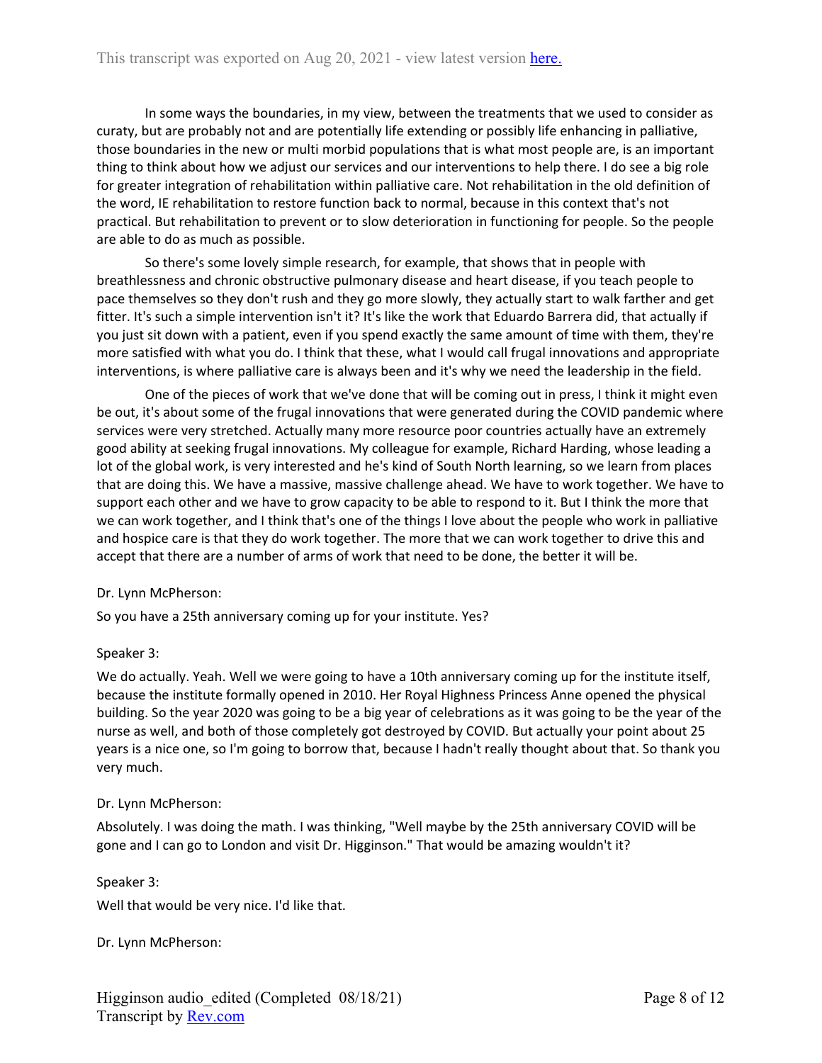In some ways the boundaries, in my view, between the treatments that we used to consider as curaty, but are probably not and are potentially life extending or possibly life enhancing in palliative, those boundaries in the new or multi morbid populations that is what most people are, is an important thing to think about how we adjust our services and our interventions to help there. I do see a big role for greater integration of rehabilitation within palliative care. Not rehabilitation in the old definition of the word, IE rehabilitation to restore function back to normal, because in this context that's not practical. But rehabilitation to prevent or to slow deterioration in functioning for people. So the people are able to do as much as possible.

So there's some lovely simple research, for example, that shows that in people with breathlessness and chronic obstructive pulmonary disease and heart disease, if you teach people to pace themselves so they don't rush and they go more slowly, they actually start to walk farther and get fitter. It's such a simple intervention isn't it? It's like the work that Eduardo Barrera did, that actually if you just sit down with a patient, even if you spend exactly the same amount of time with them, they're more satisfied with what you do. I think that these, what I would call frugal innovations and appropriate interventions, is where palliative care is always been and it's why we need the leadership in the field.

One of the pieces of work that we've done that will be coming out in press, I think it might even be out, it's about some of the frugal innovations that were generated during the COVID pandemic where services were very stretched. Actually many more resource poor countries actually have an extremely good ability at seeking frugal innovations. My colleague for example, Richard Harding, whose leading a lot of the global work, is very interested and he's kind of South North learning, so we learn from places that are doing this. We have a massive, massive challenge ahead. We have to work together. We have to support each other and we have to grow capacity to be able to respond to it. But I think the more that we can work together, and I think that's one of the things I love about the people who work in palliative and hospice care is that they do work together. The more that we can work together to drive this and accept that there are a number of arms of work that need to be done, the better it will be.

Dr. Lynn McPherson:

So you have a 25th anniversary coming up for your institute. Yes?

Speaker 3:

We do actually. Yeah. Well we were going to have a 10th anniversary coming up for the institute itself, because the institute formally opened in 2010. Her Royal Highness Princess Anne opened the physical building. So the year 2020 was going to be a big year of celebrations as it was going to be the year of the nurse as well, and both of those completely got destroyed by COVID. But actually your point about 25 years is a nice one, so I'm going to borrow that, because I hadn't really thought about that. So thank you very much.

Dr. Lynn McPherson:

Absolutely. I was doing the math. I was thinking, "Well maybe by the 25th anniversary COVID will be gone and I can go to London and visit Dr. Higginson." That would be amazing wouldn't it?

Speaker 3:

Well that would be very nice. I'd like that.

Dr. Lynn McPherson: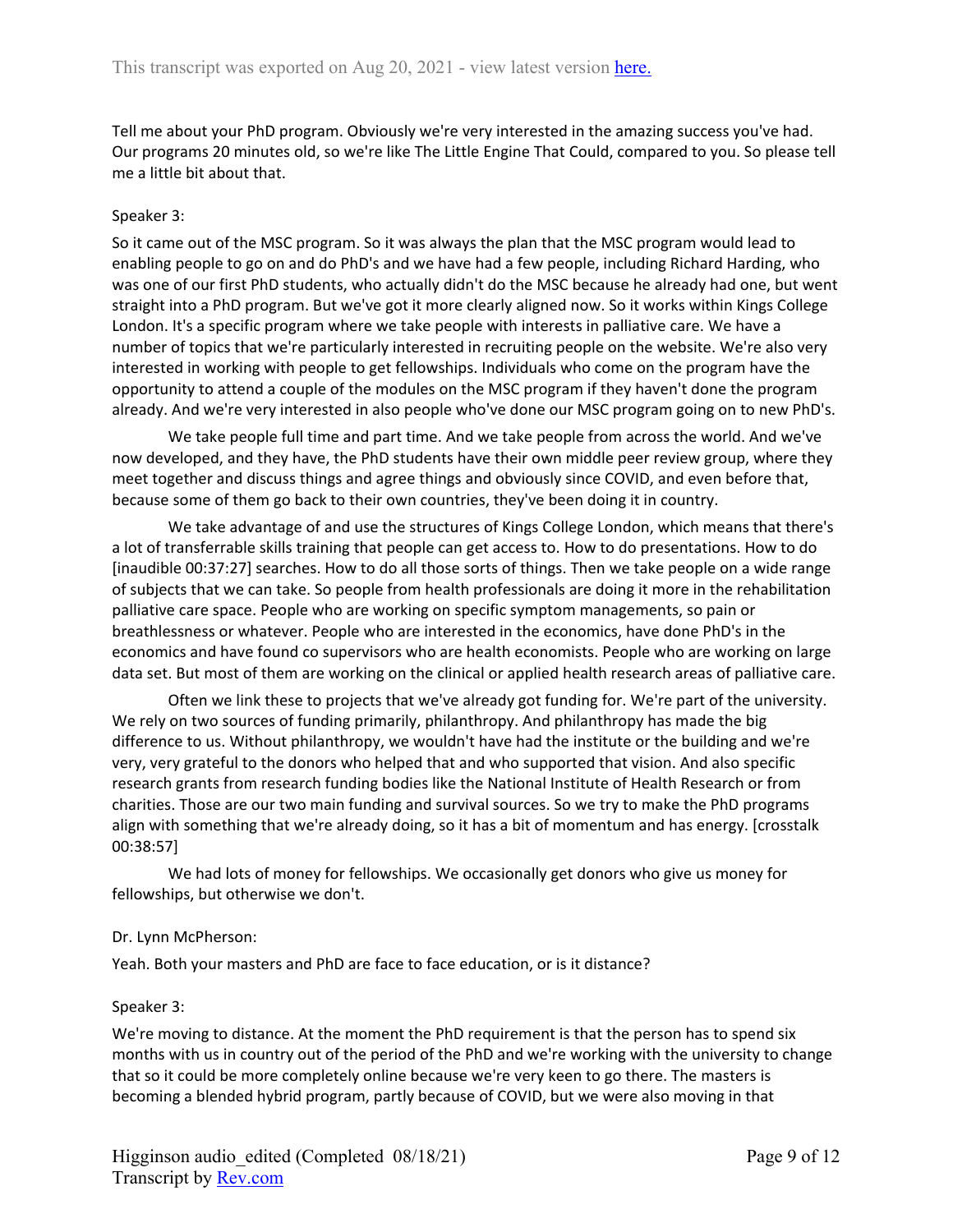Tell me about your PhD program. Obviously we're very interested in the amazing success you've had. Our programs 20 minutes old, so we're like The Little Engine That Could, compared to you. So please tell me a little bit about that.

Speaker 3:

So it came out of the MSC program. So it was always the plan that the MSC program would lead to enabling people to go on and do PhD's and we have had a few people, including Richard Harding, who was one of our first PhD students, who actually didn't do the MSC because he already had one, but went straight into a PhD program. But we've got it more clearly aligned now. So it works within Kings College London. It's a specific program where we take people with interests in palliative care. We have a number of topics that we're particularly interested in recruiting people on the website. We're also very interested in working with people to get fellowships. Individuals who come on the program have the opportunity to attend a couple of the modules on the MSC program if they haven't done the program already. And we're very interested in also people who've done our MSC program going on to new PhD's.

We take people full time and part time. And we take people from across the world. And we've now developed, and they have, the PhD students have their own middle peer review group, where they meet together and discuss things and agree things and obviously since COVID, and even before that, because some of them go back to their own countries, they've been doing it in country.

We take advantage of and use the structures of Kings College London, which means that there's a lot of transferrable skills training that people can get access to. How to do presentations. How to do [inaudible 00:37:27] searches. How to do all those sorts of things. Then we take people on a wide range of subjects that we can take. So people from health professionals are doing it more in the rehabilitation palliative care space. People who are working on specific symptom managements, so pain or breathlessness or whatever. People who are interested in the economics, have done PhD's in the economics and have found co supervisors who are health economists. People who are working on large data set. But most of them are working on the clinical or applied health research areas of palliative care.

Often we link these to projects that we've already got funding for. We're part of the university. We rely on two sources of funding primarily, philanthropy. And philanthropy has made the big difference to us. Without philanthropy, we wouldn't have had the institute or the building and we're very, very grateful to the donors who helped that and who supported that vision. And also specific research grants from research funding bodies like the National Institute of Health Research or from charities. Those are our two main funding and survival sources. So we try to make the PhD programs align with something that we're already doing, so it has a bit of momentum and has energy. [crosstalk 00:38:57]

We had lots of money for fellowships. We occasionally get donors who give us money for fellowships, but otherwise we don't.

Dr. Lynn McPherson:

Yeah. Both your masters and PhD are face to face education, or is it distance?

Speaker 3:

We're moving to distance. At the moment the PhD requirement is that the person has to spend six months with us in country out of the period of the PhD and we're working with the university to change that so it could be more completely online because we're very keen to go there. The masters is becoming a blended hybrid program, partly because of COVID, but we were also moving in that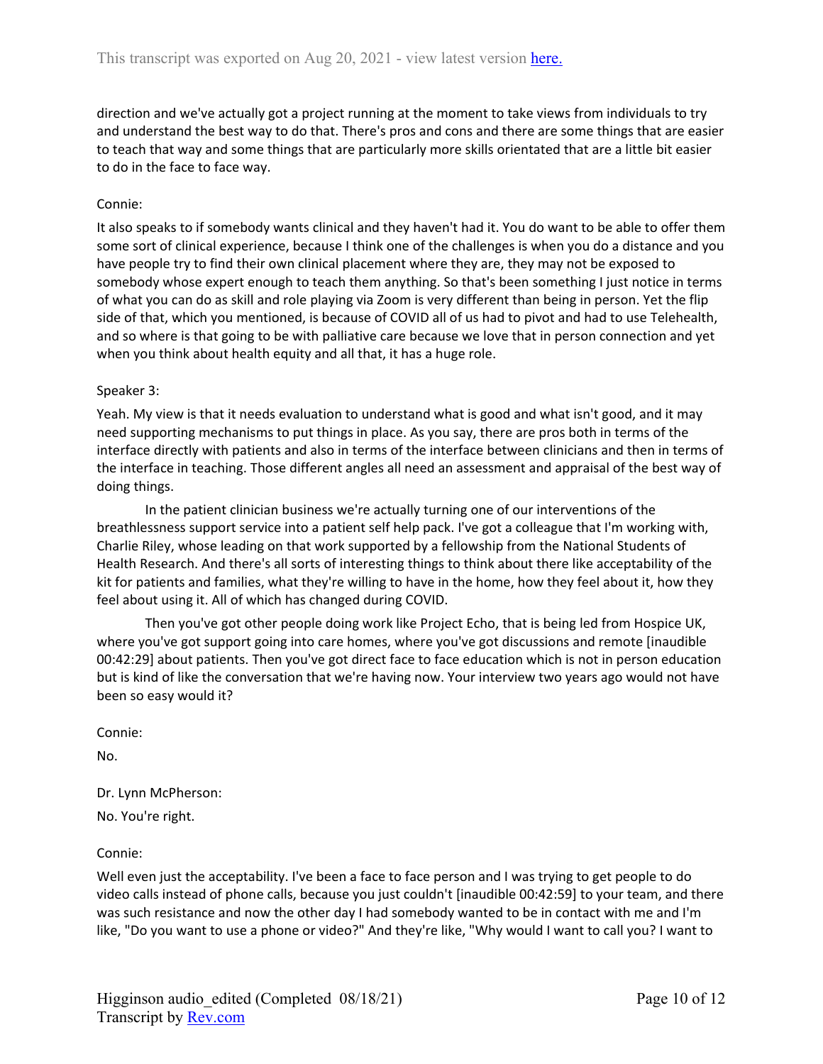direction and we've actually got a project running at the moment to take views from individuals to try and understand the best way to do that. There's pros and cons and there are some things that are easier to teach that way and some things that are particularly more skills orientated that are a little bit easier to do in the face to face way.

Connie:

It also speaks to if somebody wants clinical and they haven't had it. You do want to be able to offer them some sort of clinical experience, because I think one of the challenges is when you do a distance and you have people try to find their own clinical placement where they are, they may not be exposed to somebody whose expert enough to teach them anything. So that's been something I just notice in terms of what you can do as skill and role playing via Zoom is very different than being in person. Yet the flip side of that, which you mentioned, is because of COVID all of us had to pivot and had to use Telehealth, and so where is that going to be with palliative care because we love that in person connection and yet when you think about health equity and all that, it has a huge role.

Speaker 3:

Yeah. My view is that it needs evaluation to understand what is good and what isn't good, and it may need supporting mechanisms to put things in place. As you say, there are pros both in terms of the interface directly with patients and also in terms of the interface between clinicians and then in terms of the interface in teaching. Those different angles all need an assessment and appraisal of the best way of doing things.

In the patient clinician business we're actually turning one of our interventions of the breathlessness support service into a patient self help pack. I've got a colleague that I'm working with, Charlie Riley, whose leading on that work supported by a fellowship from the National Students of Health Research. And there's all sorts of interesting things to think about there like acceptability of the kit for patients and families, what they're willing to have in the home, how they feel about it, how they feel about using it. All of which has changed during COVID.

Then you've got other people doing work like Project Echo, that is being led from Hospice UK, where you've got support going into care homes, where you've got discussions and remote [inaudible 00:42:29] about patients. Then you've got direct face to face education which is not in person education but is kind of like the conversation that we're having now. Your interview two years ago would not have been so easy would it?

Connie:

No.

Dr. Lynn McPherson:

No. You're right.

Connie:

Well even just the acceptability. I've been a face to face person and I was trying to get people to do video calls instead of phone calls, because you just couldn't [inaudible 00:42:59] to your team, and there was such resistance and now the other day I had somebody wanted to be in contact with me and I'm like, "Do you want to use a phone or video?" And they're like, "Why would I want to call you? I want to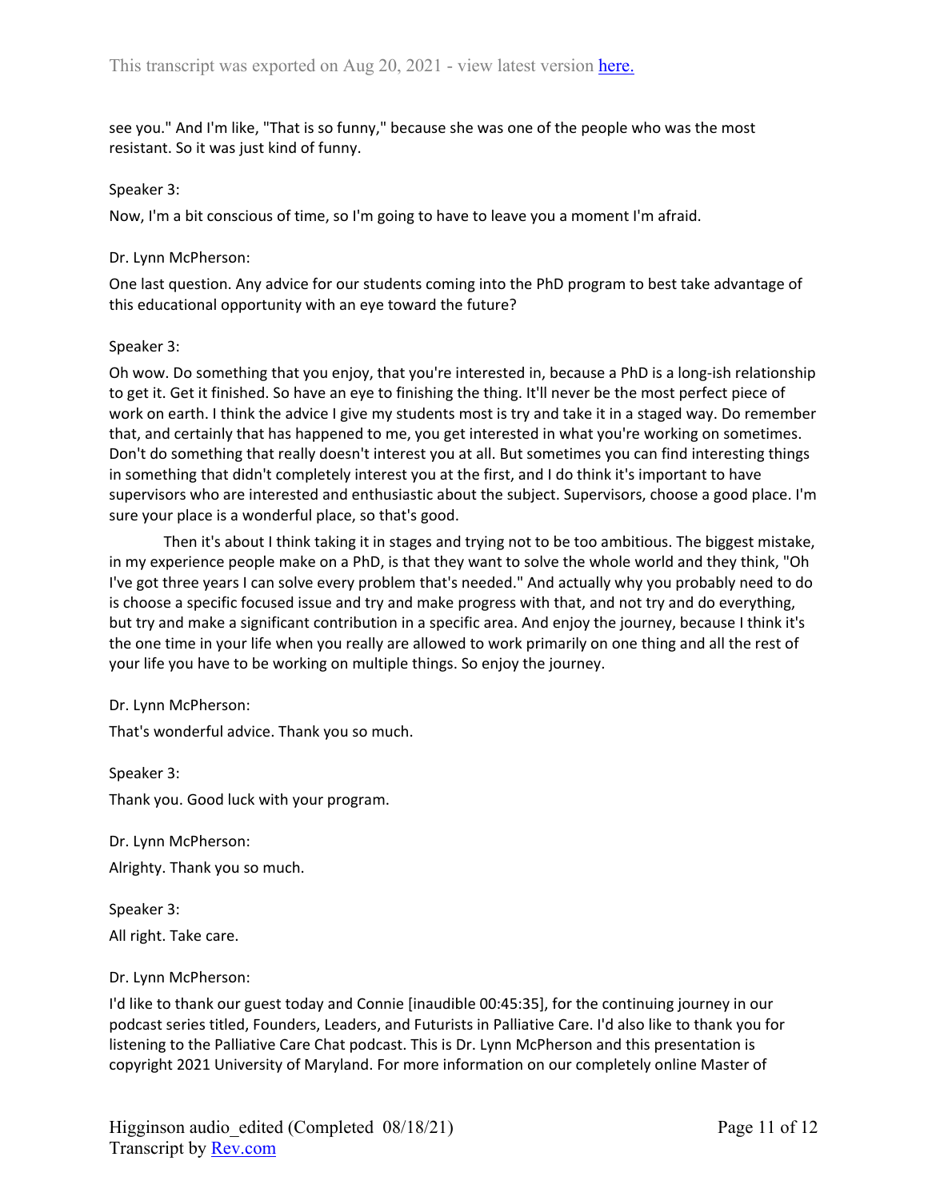see you." And I'm like, "That is so funny," because she was one of the people who was the most resistant. So it was just kind of funny.

Speaker 3:

Now, I'm a bit conscious of time, so I'm going to have to leave you a moment I'm afraid.

Dr. Lynn McPherson:

One last question. Any advice for our students coming into the PhD program to best take advantage of this educational opportunity with an eye toward the future?

Speaker 3:

Oh wow. Do something that you enjoy, that you're interested in, because a PhD is a long-ish relationship to get it. Get it finished. So have an eye to finishing the thing. It'll never be the most perfect piece of work on earth. I think the advice I give my students most is try and take it in a staged way. Do remember that, and certainly that has happened to me, you get interested in what you're working on sometimes. Don't do something that really doesn't interest you at all. But sometimes you can find interesting things in something that didn't completely interest you at the first, and I do think it's important to have supervisors who are interested and enthusiastic about the subject. Supervisors, choose a good place. I'm sure your place is a wonderful place, so that's good.

Then it's about I think taking it in stages and trying not to be too ambitious. The biggest mistake, in my experience people make on a PhD, is that they want to solve the whole world and they think, "Oh I've got three years I can solve every problem that's needed." And actually why you probably need to do is choose a specific focused issue and try and make progress with that, and not try and do everything, but try and make a significant contribution in a specific area. And enjoy the journey, because I think it's the one time in your life when you really are allowed to work primarily on one thing and all the rest of your life you have to be working on multiple things. So enjoy the journey.

Dr. Lynn McPherson:

That's wonderful advice. Thank you so much.

Speaker 3:

Thank you. Good luck with your program.

Dr. Lynn McPherson:

Alrighty. Thank you so much.

Speaker 3:

All right. Take care.

Dr. Lynn McPherson:

I'd like to thank our guest today and Connie [inaudible 00:45:35], for the continuing journey in our podcast series titled, Founders, Leaders, and Futurists in Palliative Care. I'd also like to thank you for listening to the Palliative Care Chat podcast. This is Dr. Lynn McPherson and this presentation is copyright 2021 University of Maryland. For more information on our completely online Master of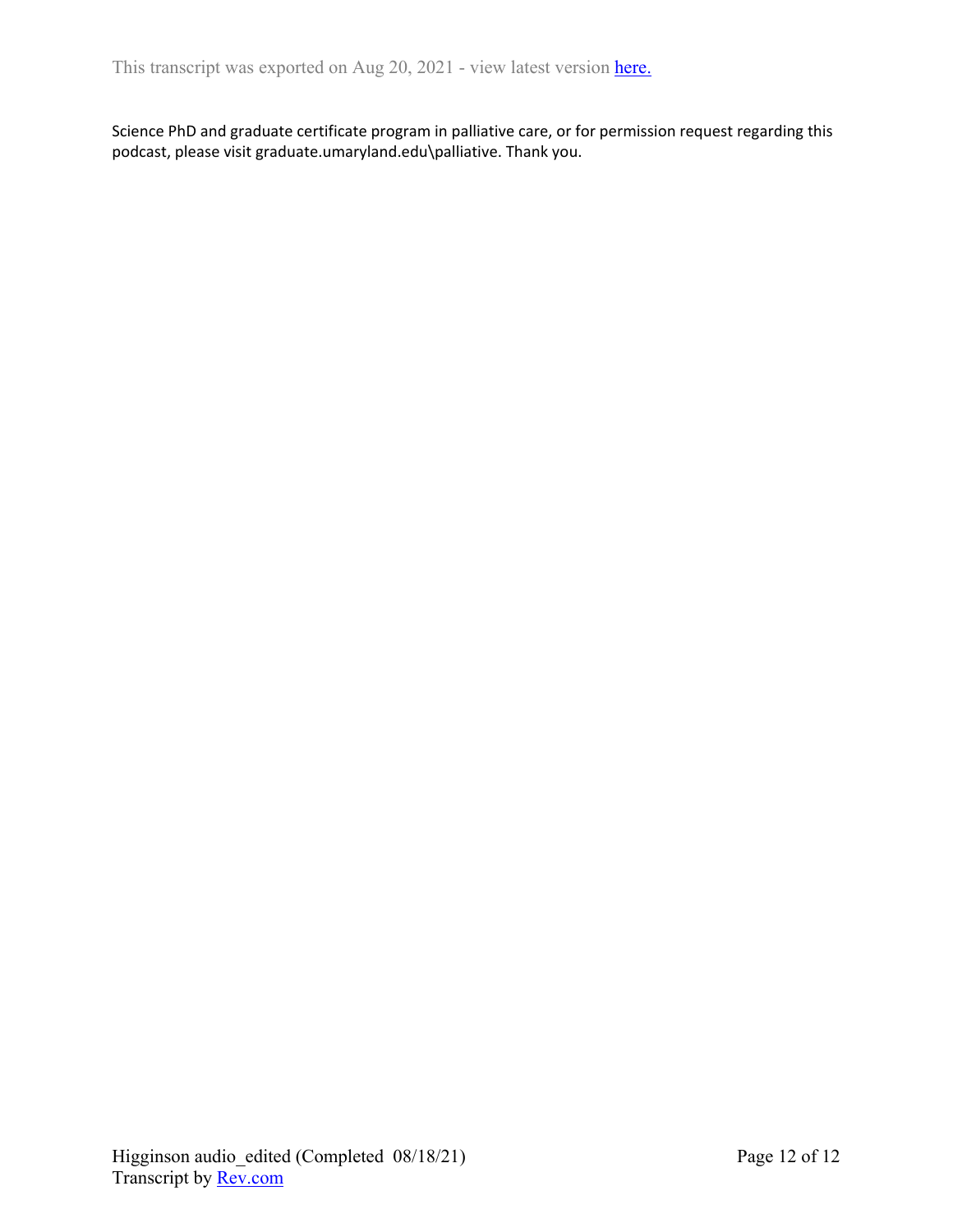Science PhD and graduate certificate program in palliative care, or for permission request regarding this podcast, please visit graduate.umaryland.edu\palliative. Thank you.